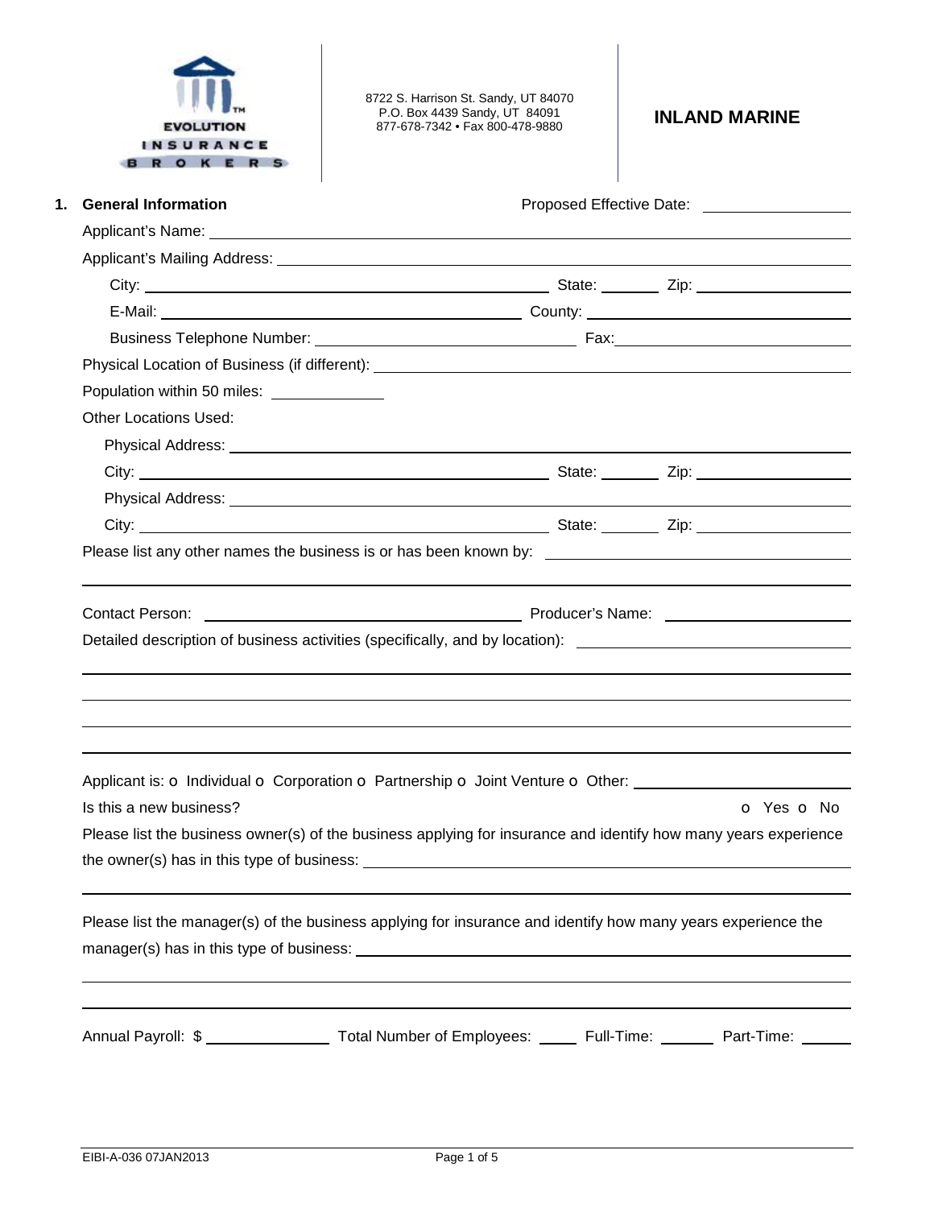EVOLUTION INSURANCE BROKERS

8722 S. Harrison St. Sandy, UT 84070
P.O. Box 4439 Sandy, UT 84091
877-678-7342 • Fax 800-478-9880

# INLAND MARINE

## 1. General Information

Proposed Effective Date: ______________

Applicant's Name: ______________

Applicant's Mailing Address: ______________

City: ______________ State: ______ Zip: ______________

E-Mail: ______________ County: ______________

Business Telephone Number: ______________ Fax: ______________

Physical Location of Business (if different): ______________

Population within 50 miles: ______________

Other Locations Used:

Physical Address: ______________

City: ______________ State: ______ Zip: ______________

Physical Address: ______________

City: ______________ State: ______ Zip: ______________

Please list any other names the business is or has been known by: ______________

Contact Person: ______________ Producer's Name: ______________

Detailed description of business activities (specifically, and by location): ______________

Applicant is: o Individual o Corporation o Partnership o Joint Venture o Other: ______________

Is this a new business? o Yes o No

Please list the business owner(s) of the business applying for insurance and identify how many years experience the owner(s) has in this type of business: ______________

Please list the manager(s) of the business applying for insurance and identify how many years experience the manager(s) has in this type of business: ______________

Annual Payroll: $ ______________ Total Number of Employees: ______ Full-Time: ______ Part-Time: ______

EIBI-A-036 07JAN2013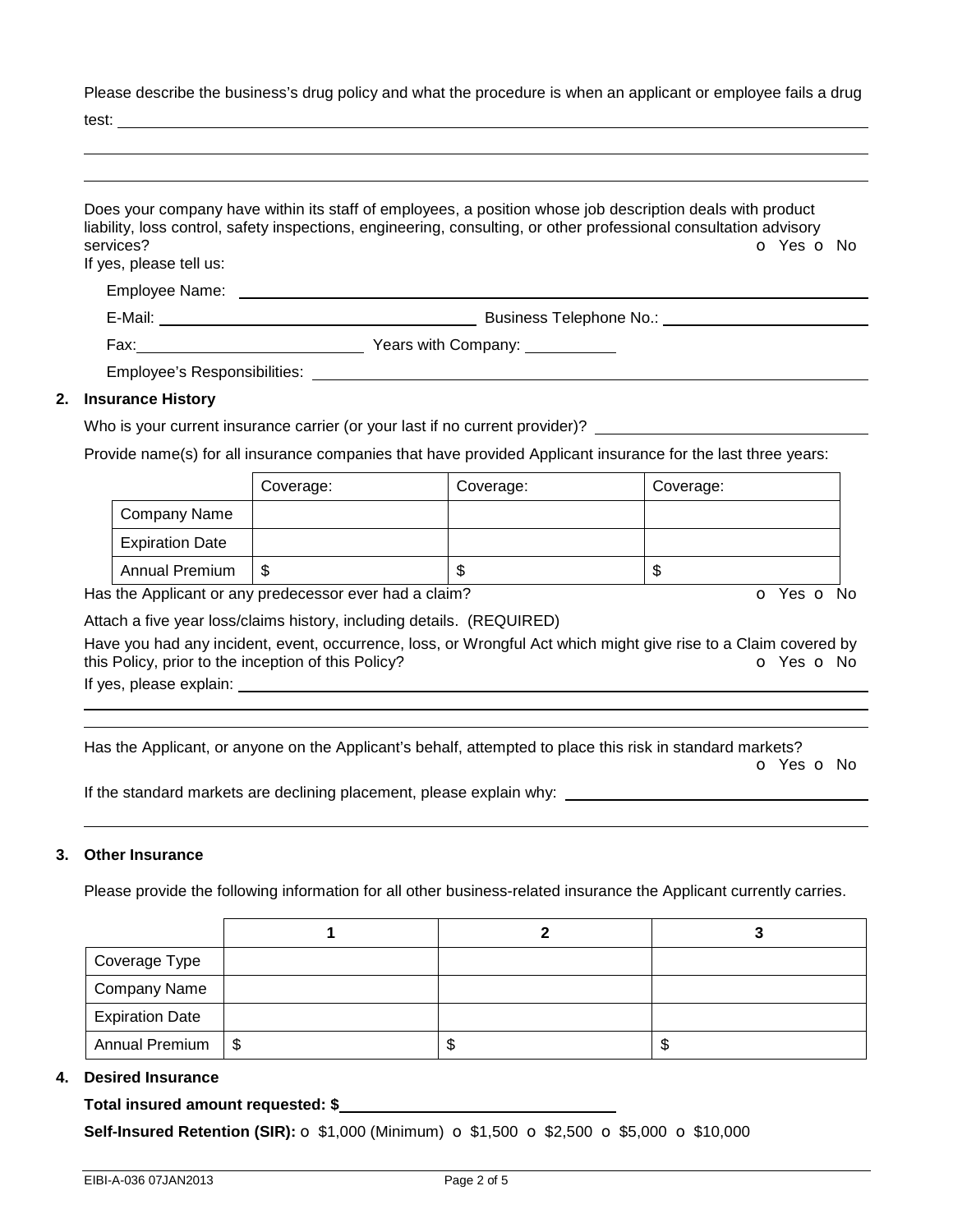Please describe the business's drug policy and what the procedure is when an applicant or employee fails a drug test: \_\_\_\_\_\_\_\_\_\_\_\_\_\_\_\_\_\_\_\_\_\_\_\_\_\_\_\_\_\_\_\_\_\_\_\_\_\_\_\_

Does your company have within its staff of employees, a position whose job description deals with product liability, loss control, safety inspections, engineering, consulting, or other professional consultation advisory services? o Yes o No

If yes, please tell us:

Employee Name: \_\_\_\_\_\_\_\_\_\_\_\_\_\_\_\_\_\_\_\_

E-Mail: \_\_\_\_\_\_\_\_\_\_\_\_\_\_\_\_\_\_\_\_ Business Telephone No.: \_\_\_\_\_\_\_\_\_\_\_\_\_\_\_\_\_\_\_\_

Fax: \_\_\_\_\_\_\_\_\_\_\_\_\_\_\_\_\_\_\_\_ Years with Company: \_\_\_\_\_\_\_\_\_\_

Employee's Responsibilities: \_\_\_\_\_\_\_\_\_\_\_\_\_\_\_\_\_\_\_\_

## 2. Insurance History

Who is your current insurance carrier (or your last if no current provider)? \_\_\_\_\_\_\_\_\_\_\_\_\_\_\_\_\_\_\_\_

Provide name(s) for all insurance companies that have provided Applicant insurance for the last three years:

| | Coverage: | Coverage: | Coverage: |
|---|---|---|---|
| Company Name | | | |
| Expiration Date | | | |
| Annual Premium | $ | $ | $ |

Has the Applicant or any predecessor ever had a claim? o Yes o No

Attach a five year loss/claims history, including details. (REQUIRED)

Have you had any incident, event, occurrence, loss, or Wrongful Act which might give rise to a Claim covered by this Policy, prior to the inception of this Policy? o Yes o No

If yes, please explain: \_\_\_\_\_\_\_\_\_\_\_\_\_\_\_\_\_\_\_\_

Has the Applicant, or anyone on the Applicant's behalf, attempted to place this risk in standard markets? o Yes o No

If the standard markets are declining placement, please explain why: \_\_\_\_\_\_\_\_\_\_\_\_\_\_\_\_\_\_\_\_

## 3. Other Insurance

Please provide the following information for all other business-related insurance the Applicant currently carries.

| | 1 | 2 | 3 |
|---|---|---|---|
| Coverage Type | | | |
| Company Name | | | |
| Expiration Date | | | |
| Annual Premium | $ | $ | $ |

## 4. Desired Insurance

**Total insured amount requested: $**\_\_\_\_\_\_\_\_\_\_\_\_\_\_\_\_\_\_\_\_

**Self-Insured Retention (SIR):** o $1,000 (Minimum) o $1,500 o $2,500 o $5,000 o $10,000

EIBI-A-036 07JAN2013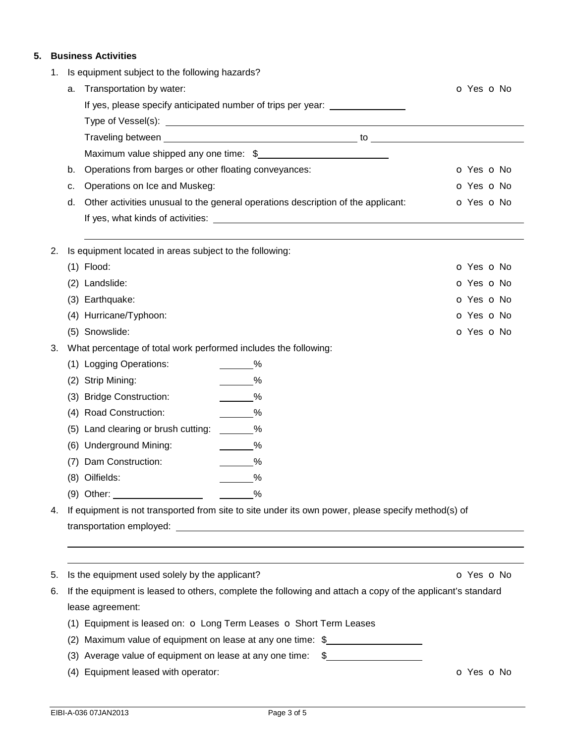## 5. Business Activities

1. Is equipment subject to the following hazards?

   a. Transportation by water: o Yes o No

      If yes, please specify anticipated number of trips per year: ______________

      Type of Vessel(s): ______________________________________________

      Traveling between ______________________ to ______________________

      Maximum value shipped any one time: $______________________

   b. Operations from barges or other floating conveyances: o Yes o No

   c. Operations on Ice and Muskeg: o Yes o No

   d. Other activities unusual to the general operations description of the applicant: o Yes o No

      If yes, what kinds of activities: ______________________________________________

      ______________________________________________

2. Is equipment located in areas subject to the following:

   (1) Flood: o Yes o No

   (2) Landslide: o Yes o No

   (3) Earthquake: o Yes o No

   (4) Hurricane/Typhoon: o Yes o No

   (5) Snowslide: o Yes o No

3. What percentage of total work performed includes the following:

   (1) Logging Operations: ______%

   (2) Strip Mining: ______%

   (3) Bridge Construction: ______%

   (4) Road Construction: ______%

   (5) Land clearing or brush cutting: ______%

   (6) Underground Mining: ______%

   (7) Dam Construction: ______%

   (8) Oilfields: ______%

   (9) Other: ________________ ______%

4. If equipment is not transported from site to site under its own power, please specify method(s) of transportation employed: ______________________________________________

   ______________________________________________

   ______________________________________________

5. Is the equipment used solely by the applicant? o Yes o No

6. If the equipment is leased to others, complete the following and attach a copy of the applicant's standard lease agreement:

   (1) Equipment is leased on: o Long Term Leases o Short Term Leases

   (2) Maximum value of equipment on lease at any one time: $__________________

   (3) Average value of equipment on lease at any one time: $__________________

   (4) Equipment leased with operator: o Yes o No

EIBI-A-036 07JAN2013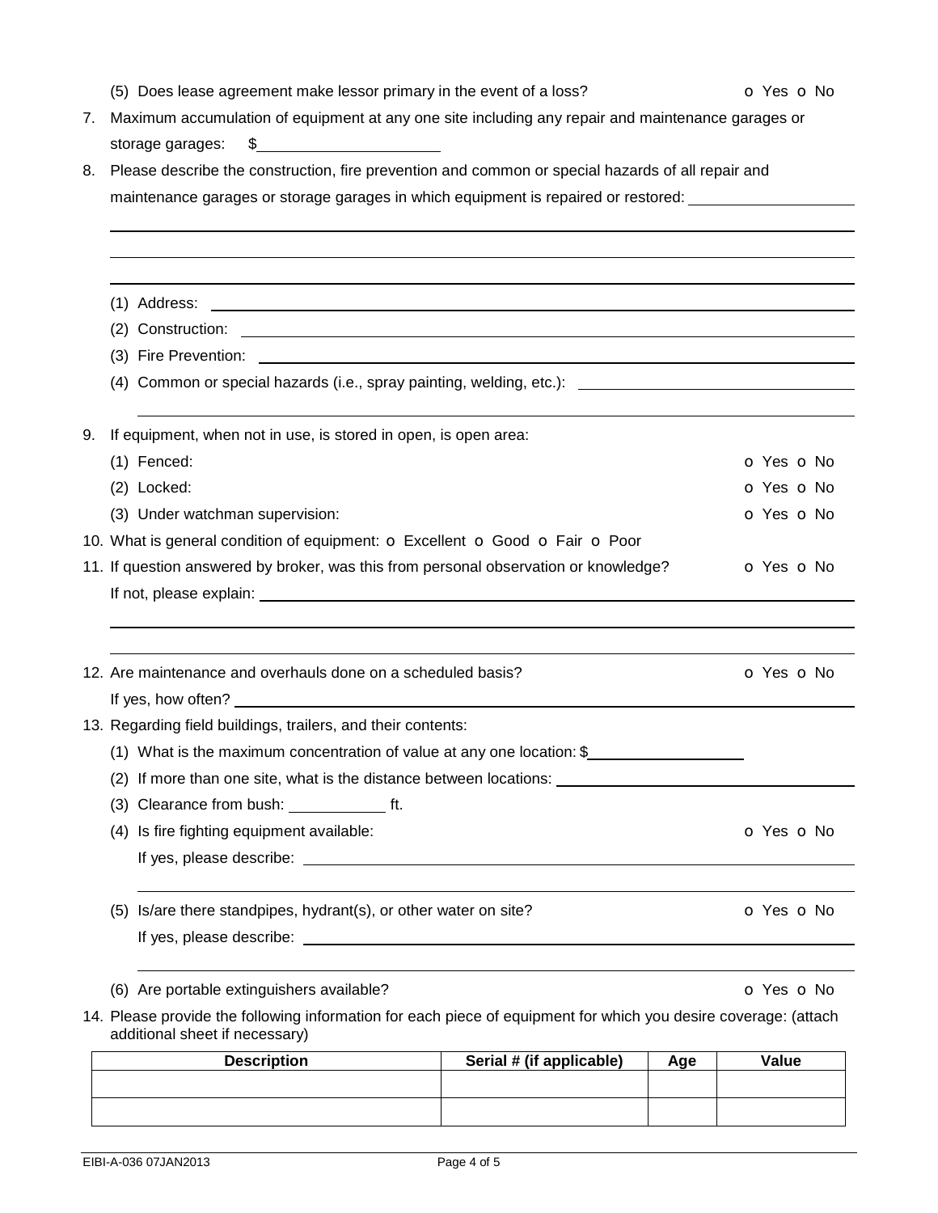(5) Does lease agreement make lessor primary in the event of a loss? o Yes o No

7. Maximum accumulation of equipment at any one site including any repair and maintenance garages or storage garages: $\_\_\_\_\_\_\_\_\_\_\_\_\_\_\_\_\_\_\_\_

8. Please describe the construction, fire prevention and common or special hazards of all repair and maintenance garages or storage garages in which equipment is repaired or restored: \_\_\_\_\_\_\_\_\_\_\_\_\_\_\_\_\_\_\_\_

   (1) Address: \_\_\_\_\_\_\_\_\_\_\_\_\_\_\_\_\_\_\_\_

   (2) Construction: \_\_\_\_\_\_\_\_\_\_\_\_\_\_\_\_\_\_\_\_

   (3) Fire Prevention: \_\_\_\_\_\_\_\_\_\_\_\_\_\_\_\_\_\_\_\_

   (4) Common or special hazards (i.e., spray painting, welding, etc.): \_\_\_\_\_\_\_\_\_\_\_\_\_\_\_\_\_\_\_\_

9. If equipment, when not in use, is stored in open, is open area:

   (1) Fenced: o Yes o No

   (2) Locked: o Yes o No

   (3) Under watchman supervision: o Yes o No

10. What is general condition of equipment: o Excellent o Good o Fair o Poor

11. If question answered by broker, was this from personal observation or knowledge? o Yes o No

    If not, please explain: \_\_\_\_\_\_\_\_\_\_\_\_\_\_\_\_\_\_\_\_

12. Are maintenance and overhauls done on a scheduled basis? o Yes o No

    If yes, how often? \_\_\_\_\_\_\_\_\_\_\_\_\_\_\_\_\_\_\_\_

13. Regarding field buildings, trailers, and their contents:

    (1) What is the maximum concentration of value at any one location: $\_\_\_\_\_\_\_\_\_\_\_\_\_\_\_\_\_\_\_\_

    (2) If more than one site, what is the distance between locations: \_\_\_\_\_\_\_\_\_\_\_\_\_\_\_\_\_\_\_\_

    (3) Clearance from bush: \_\_\_\_\_\_\_\_\_\_ ft.

    (4) Is fire fighting equipment available: o Yes o No

    If yes, please describe: \_\_\_\_\_\_\_\_\_\_\_\_\_\_\_\_\_\_\_\_

    (5) Is/are there standpipes, hydrant(s), or other water on site? o Yes o No

    If yes, please describe: \_\_\_\_\_\_\_\_\_\_\_\_\_\_\_\_\_\_\_\_

    (6) Are portable extinguishers available? o Yes o No

14. Please provide the following information for each piece of equipment for which you desire coverage: (attach additional sheet if necessary)

| Description | Serial # (if applicable) | Age | Value |
|---|---|---|---|
| | | | |
| | | | |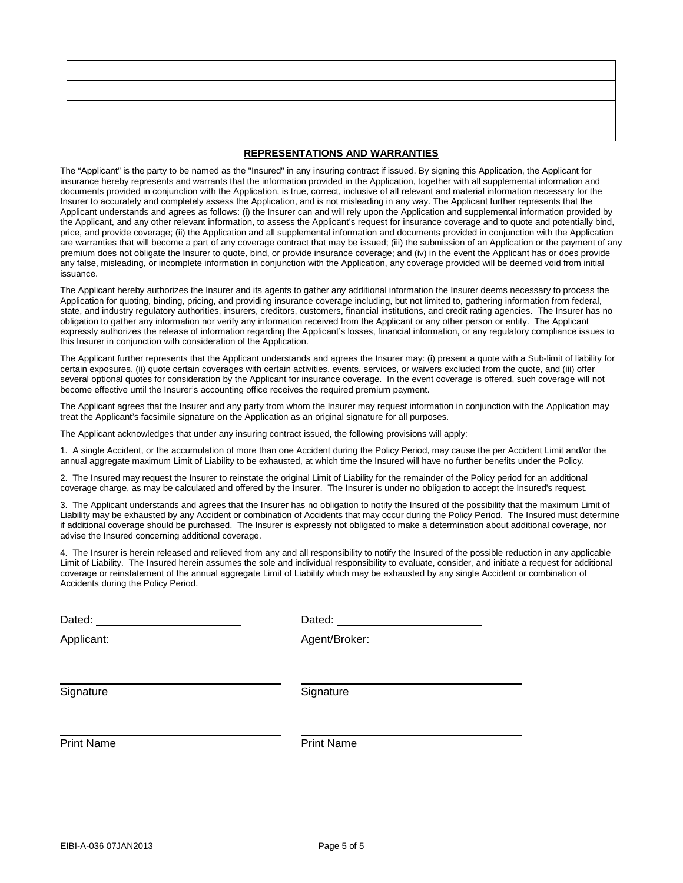| | | | |
|---|---|---|---|
| | | | |
| | | | |
| | | | |
| | | | |

## REPRESENTATIONS AND WARRANTIES

The "Applicant" is the party to be named as the "Insured" in any insuring contract if issued. By signing this Application, the Applicant for insurance hereby represents and warrants that the information provided in the Application, together with all supplemental information and documents provided in conjunction with the Application, is true, correct, inclusive of all relevant and material information necessary for the Insurer to accurately and completely assess the Application, and is not misleading in any way. The Applicant further represents that the Applicant understands and agrees as follows: (i) the Insurer can and will rely upon the Application and supplemental information provided by the Applicant, and any other relevant information, to assess the Applicant's request for insurance coverage and to quote and potentially bind, price, and provide coverage; (ii) the Application and all supplemental information and documents provided in conjunction with the Application are warranties that will become a part of any coverage contract that may be issued; (iii) the submission of an Application or the payment of any premium does not obligate the Insurer to quote, bind, or provide insurance coverage; and (iv) in the event the Applicant has or does provide any false, misleading, or incomplete information in conjunction with the Application, any coverage provided will be deemed void from initial issuance.

The Applicant hereby authorizes the Insurer and its agents to gather any additional information the Insurer deems necessary to process the Application for quoting, binding, pricing, and providing insurance coverage including, but not limited to, gathering information from federal, state, and industry regulatory authorities, insurers, creditors, customers, financial institutions, and credit rating agencies. The Insurer has no obligation to gather any information nor verify any information received from the Applicant or any other person or entity. The Applicant expressly authorizes the release of information regarding the Applicant's losses, financial information, or any regulatory compliance issues to this Insurer in conjunction with consideration of the Application.

The Applicant further represents that the Applicant understands and agrees the Insurer may: (i) present a quote with a Sub-limit of liability for certain exposures, (ii) quote certain coverages with certain activities, events, services, or waivers excluded from the quote, and (iii) offer several optional quotes for consideration by the Applicant for insurance coverage. In the event coverage is offered, such coverage will not become effective until the Insurer's accounting office receives the required premium payment.

The Applicant agrees that the Insurer and any party from whom the Insurer may request information in conjunction with the Application may treat the Applicant's facsimile signature on the Application as an original signature for all purposes.

The Applicant acknowledges that under any insuring contract issued, the following provisions will apply:

1. A single Accident, or the accumulation of more than one Accident during the Policy Period, may cause the per Accident Limit and/or the annual aggregate maximum Limit of Liability to be exhausted, at which time the Insured will have no further benefits under the Policy.

2. The Insured may request the Insurer to reinstate the original Limit of Liability for the remainder of the Policy period for an additional coverage charge, as may be calculated and offered by the Insurer. The Insurer is under no obligation to accept the Insured's request.

3. The Applicant understands and agrees that the Insurer has no obligation to notify the Insured of the possibility that the maximum Limit of Liability may be exhausted by any Accident or combination of Accidents that may occur during the Policy Period. The Insured must determine if additional coverage should be purchased. The Insurer is expressly not obligated to make a determination about additional coverage, nor advise the Insured concerning additional coverage.

4. The Insurer is herein released and relieved from any and all responsibility to notify the Insured of the possible reduction in any applicable Limit of Liability. The Insured herein assumes the sole and individual responsibility to evaluate, consider, and initiate a request for additional coverage or reinstatement of the annual aggregate Limit of Liability which may be exhausted by any single Accident or combination of Accidents during the Policy Period.

Dated: ______________________

Applicant:

______________________________
Signature

______________________________
Print Name

Dated: ______________________

Agent/Broker:

______________________________
Signature

______________________________
Print Name

EIBI-A-036 07JAN2013